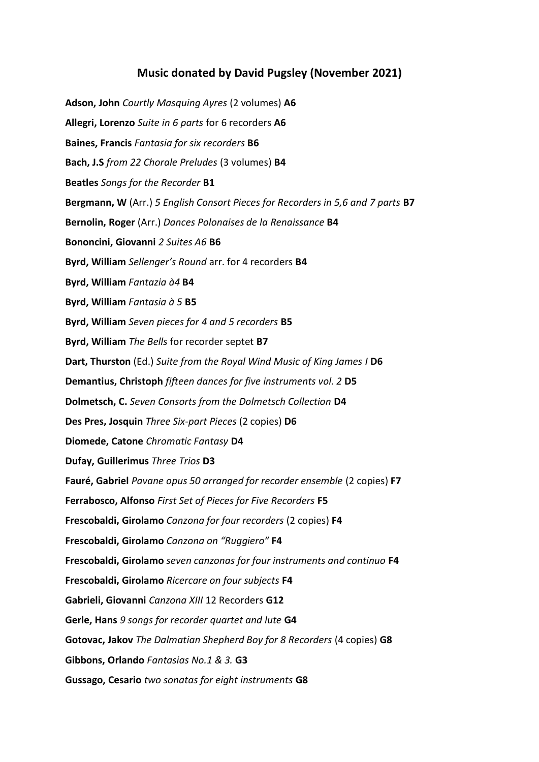## Music donated by David Pugsley (November 2021)

**Adson, John** *Courtly Masquing Ayres* (2 volumes) **A6**

**Allegri, Lorenzo** *Suite in 6 parts* for 6 recorders **A6**

**Baines, Francis** *Fantasia for six recorders* **B6**

**Bach, J.S** *from 22 Chorale Preludes* (3 volumes) **B4**

**Beatles** *Songs for the Recorder* **B1**

**Bergmann, W** (Arr.) *5 English Consort Pieces for Recorders in 5,6 and 7 parts* **B7**

**Bernolin, Roger** (Arr.) *Dances Polonaises de la Renaissance* **B4**

**Bononcini, Giovanni** *2 Suites A6* **B6**

**Byrd, William** *Sellenger's Round* arr. for 4 recorders **B4**

**Byrd, William** *Fantazia à4* **B4**

**Byrd, William** *Fantasia à 5* **B5**

**Byrd, William** *Seven pieces for 4 and 5 recorders* **B5**

**Byrd, William** *The Bells* for recorder septet **B7**

**Dart, Thurston** (Ed.) *Suite from the Royal Wind Music of King James I* **D6**

**Demantius, Christoph** *fifteen dances for five instruments vol. 2* **D5**

**Dolmetsch, C.** *Seven Consorts from the Dolmetsch Collection* **D4**

**Des Pres, Josquin** *Three Six-part Pieces* (2 copies) **D6**

**Diomede, Catone** *Chromatic Fantasy* **D4**

**Dufay, Guillerimus** *Three Trios* **D3**

**Fauré, Gabriel** *Pavane opus 50 arranged for recorder ensemble* (2 copies) **F7**

**Ferrabosco, Alfonso** *First Set of Pieces for Five Recorders* **F5**

**Frescobaldi, Girolamo** *Canzona for four recorders* (2 copies) **F4**

**Frescobaldi, Girolamo** *Canzona on "Ruggiero"* **F4**

**Frescobaldi, Girolamo** *seven canzonas for four instruments and continuo* **F4**

**Frescobaldi, Girolamo** *Ricercare on four subjects* **F4**

**Gabrieli, Giovanni** *Canzona XIII* 12 Recorders **G12**

**Gerle, Hans** *9 songs for recorder quartet and lute* **G4**

**Gotovac, Jakov** *The Dalmatian Shepherd Boy for 8 Recorders* (4 copies) **G8**

**Gibbons, Orlando** *Fantasias No.1 & 3.* **G3**

**Gussago, Cesario** *two sonatas for eight instruments* **G8**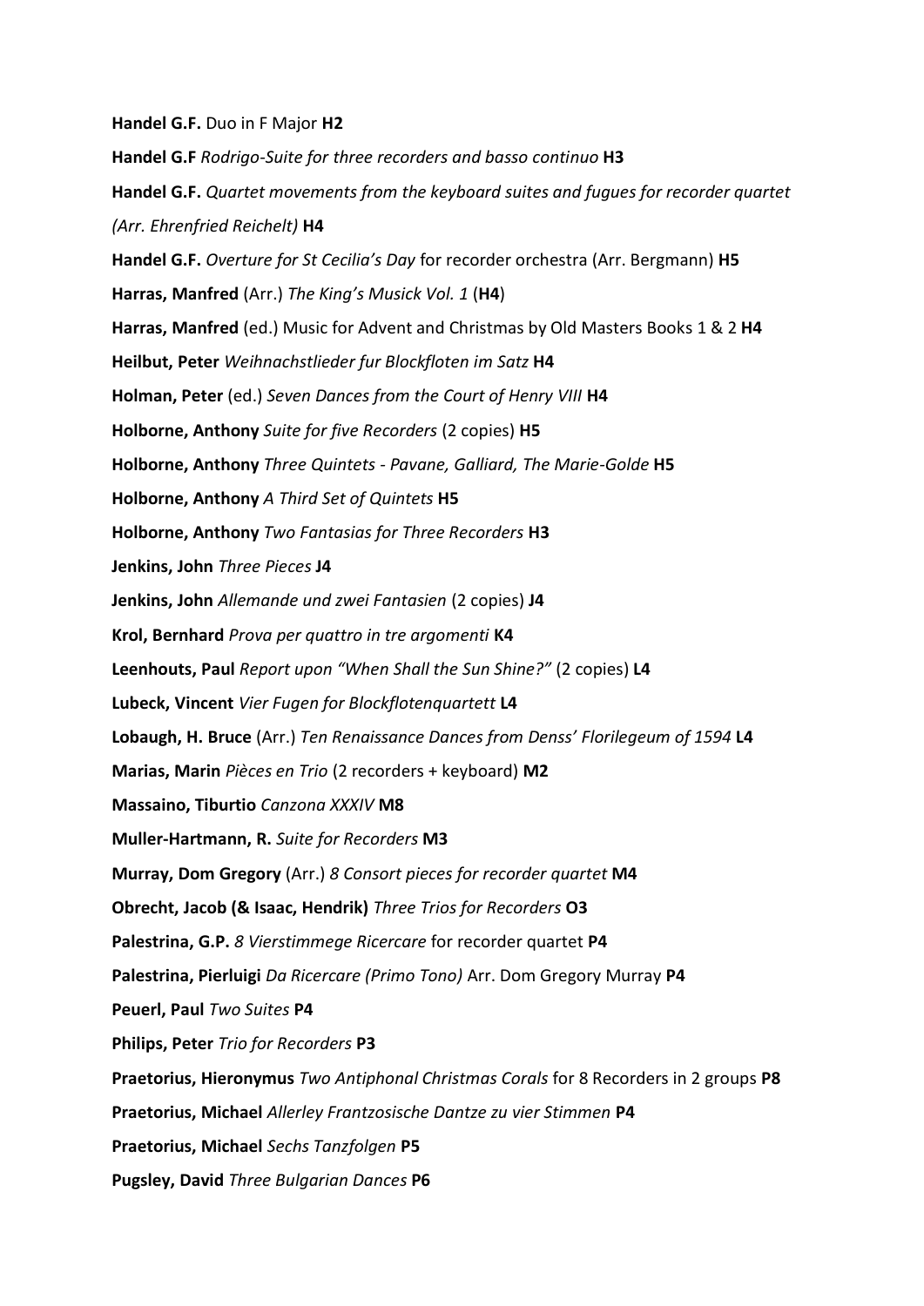**Handel G.F.** Duo in F Major **H2**

**Handel G.F** *Rodrigo-Suite for three recorders and basso continuo* **H3**

**Handel G.F.** *Quartet movements from the keyboard suites and fugues for recorder quartet (Arr. Ehrenfried Reichelt)* **H4**

**Handel G.F.** *Overture for St Cecilia's Day* for recorder orchestra (Arr. Bergmann) **H5**

**Harras, Manfred** (Arr.) *The King's Musick Vol. 1* (**H4**)

**Harras, Manfred** (ed.) Music for Advent and Christmas by Old Masters Books 1 & 2 **H4**

**Heilbut, Peter** *Weihnachstlieder fur Blockfloten im Satz* **H4**

**Holman, Peter** (ed.) *Seven Dances from the Court of Henry VIII* **H4**

**Holborne, Anthony** *Suite for five Recorders* (2 copies) **H5**

**Holborne, Anthony** *Three Quintets - Pavane, Galliard, The Marie-Golde* **H5**

**Holborne, Anthony** *A Third Set of Quintets* **H5**

**Holborne, Anthony** *Two Fantasias for Three Recorders* **H3**

**Jenkins, John** *Three Pieces* **J4**

**Jenkins, John** *Allemande und zwei Fantasien* (2 copies) **J4**

**Krol, Bernhard** *Prova per quattro in tre argomenti* **K4**

**Leenhouts, Paul** *Report upon "When Shall the Sun Shine?"* (2 copies) **L4**

**Lubeck, Vincent** *Vier Fugen for Blockflotenquartett* **L4**

**Lobaugh, H. Bruce** (Arr.) *Ten Renaissance Dances from Denss' Florilegeum of 1594* **L4**

**Marias, Marin** *Pièces en Trio* (2 recorders + keyboard) **M2**

**Massaino, Tiburtio** *Canzona XXXIV* **M8**

**Muller-Hartmann, R.** *Suite for Recorders* **M3**

**Murray, Dom Gregory** (Arr.) *8 Consort pieces for recorder quartet* **M4**

**Obrecht, Jacob (& Isaac, Hendrik)** *Three Trios for Recorders* **O3**

**Palestrina, G.P.** *8 Vierstimmege Ricercare* for recorder quartet **P4**

**Palestrina, Pierluigi** *Da Ricercare (Primo Tono)* Arr. Dom Gregory Murray **P4**

**Peuerl, Paul** *Two Suites* **P4**

**Philips, Peter** *Trio for Recorders* **P3**

**Praetorius, Hieronymus** *Two Antiphonal Christmas Corals* for 8 Recorders in 2 groups **P8**

**Praetorius, Michael** *Allerley Frantzosische Dantze zu vier Stimmen* **P4**

**Praetorius, Michael** *Sechs Tanzfolgen* **P5**

**Pugsley, David** *Three Bulgarian Dances* **P6**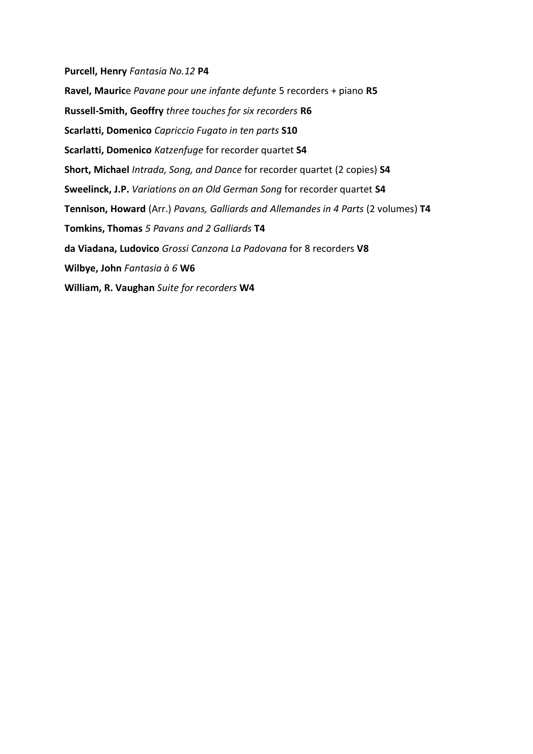**Purcell, Henry** *Fantasia No.12* **P4**

**Ravel, Maurice** *Pavane pour une infante defunte* 5 recorders + piano **R5**

**Russell-Smith, Geoffry** *three touches for six recorders* **R6**

**Scarlatti, Domenico** *Capriccio Fugato in ten parts* **S10**

**Scarlatti, Domenico** *Katzenfuge* for recorder quartet **S4**

**Short, Michael** *Intrada, Song, and Dance* for recorder quartet (2 copies) **S4**

**Sweelinck, J.P.** *Variations on an Old German Song* for recorder quartet **S4**

**Tennison, Howard** (Arr.) *Pavans, Galliards and Allemandes in 4 Parts* (2 volumes) **T4**

**Tomkins, Thomas** *5 Pavans and 2 Galliards* **T4**

**da Viadana, Ludovico** *Grossi Canzona La Padovana* for 8 recorders **V8**

**Wilbye, John** *Fantasia à 6* **W6**

**William, R. Vaughan** *Suite for recorders* **W4**